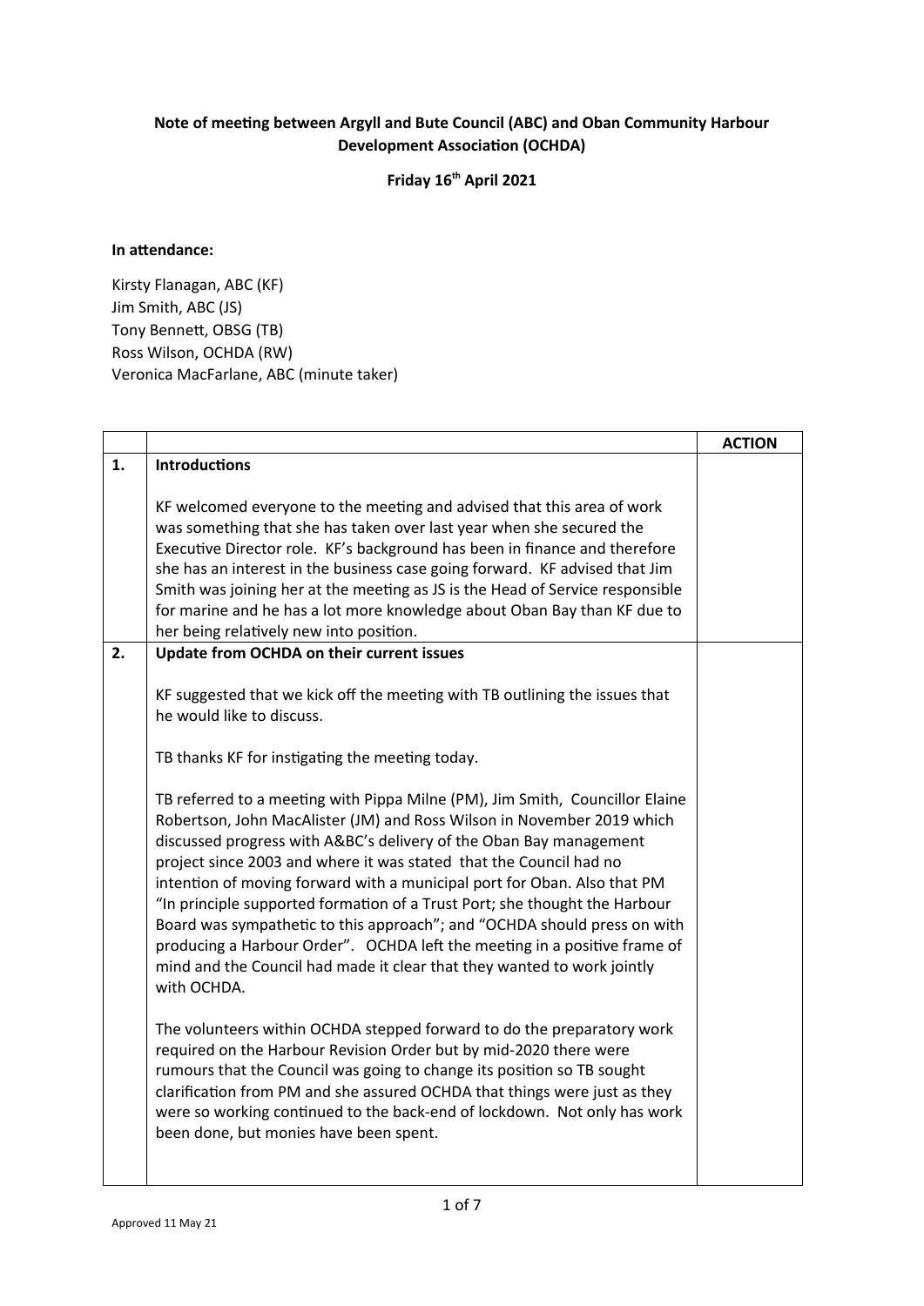**Note of meeting between Argyll and Bute Council (ABC) and Oban Community Harbour Development Association (OCHDA)**

**Friday 16th April 2021**

**In attendance:**

Kirsty Flanagan, ABC (KF)
Jim Smith, ABC (JS)
Tony Bennett, OBSG (TB)
Ross Wilson, OCHDA (RW)
Veronica MacFarlane, ABC (minute taker)

| | | **ACTION** |
|---|---|---|
| **1.** | **Introductions**<br><br>KF welcomed everyone to the meeting and advised that this area of work was something that she has taken over last year when she secured the Executive Director role. KF's background has been in finance and therefore she has an interest in the business case going forward. KF advised that Jim Smith was joining her at the meeting as JS is the Head of Service responsible for marine and he has a lot more knowledge about Oban Bay than KF due to her being relatively new into position. | |
| **2.** | **Update from OCHDA on their current issues**<br><br>KF suggested that we kick off the meeting with TB outlining the issues that he would like to discuss.<br><br>TB thanks KF for instigating the meeting today.<br><br>TB referred to a meeting with Pippa Milne (PM), Jim Smith, Councillor Elaine Robertson, John MacAlister (JM) and Ross Wilson in November 2019 which discussed progress with A&BC's delivery of the Oban Bay management project since 2003 and where it was stated that the Council had no intention of moving forward with a municipal port for Oban. Also that PM "In principle supported formation of a Trust Port; she thought the Harbour Board was sympathetic to this approach"; and "OCHDA should press on with producing a Harbour Order". OCHDA left the meeting in a positive frame of mind and the Council had made it clear that they wanted to work jointly with OCHDA.<br><br>The volunteers within OCHDA stepped forward to do the preparatory work required on the Harbour Revision Order but by mid-2020 there were rumours that the Council was going to change its position so TB sought clarification from PM and she assured OCHDA that things were just as they were so working continued to the back-end of lockdown. Not only has work been done, but monies have been spent. | |

Approved 11 May 21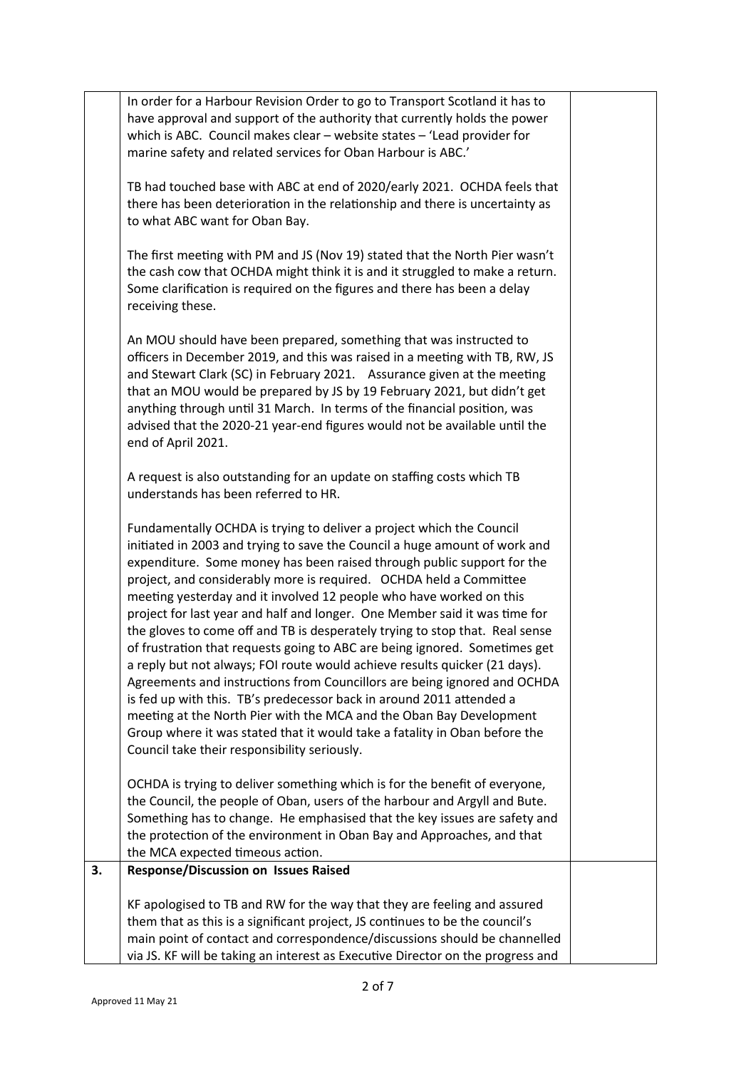| | | |
|---|---|---|
| | In order for a Harbour Revision Order to go to Transport Scotland it has to have approval and support of the authority that currently holds the power which is ABC. Council makes clear – website states – 'Lead provider for marine safety and related services for Oban Harbour is ABC.'<br><br>TB had touched base with ABC at end of 2020/early 2021. OCHDA feels that there has been deterioration in the relationship and there is uncertainty as to what ABC want for Oban Bay.<br><br>The first meeting with PM and JS (Nov 19) stated that the North Pier wasn't the cash cow that OCHDA might think it is and it struggled to make a return. Some clarification is required on the figures and there has been a delay receiving these.<br><br>An MOU should have been prepared, something that was instructed to officers in December 2019, and this was raised in a meeting with TB, RW, JS and Stewart Clark (SC) in February 2021. Assurance given at the meeting that an MOU would be prepared by JS by 19 February 2021, but didn't get anything through until 31 March. In terms of the financial position, was advised that the 2020-21 year-end figures would not be available until the end of April 2021.<br><br>A request is also outstanding for an update on staffing costs which TB understands has been referred to HR.<br><br>Fundamentally OCHDA is trying to deliver a project which the Council initiated in 2003 and trying to save the Council a huge amount of work and expenditure. Some money has been raised through public support for the project, and considerably more is required. OCHDA held a Committee meeting yesterday and it involved 12 people who have worked on this project for last year and half and longer. One Member said it was time for the gloves to come off and TB is desperately trying to stop that. Real sense of frustration that requests going to ABC are being ignored. Sometimes get a reply but not always; FOI route would achieve results quicker (21 days). Agreements and instructions from Councillors are being ignored and OCHDA is fed up with this. TB's predecessor back in around 2011 attended a meeting at the North Pier with the MCA and the Oban Bay Development Group where it was stated that it would take a fatality in Oban before the Council take their responsibility seriously.<br><br>OCHDA is trying to deliver something which is for the benefit of everyone, the Council, the people of Oban, users of the harbour and Argyll and Bute. Something has to change. He emphasised that the key issues are safety and the protection of the environment in Oban Bay and Approaches, and that the MCA expected timeous action. | |
| **3.** | **Response/Discussion on Issues Raised**<br><br>KF apologised to TB and RW for the way that they are feeling and assured them that as this is a significant project, JS continues to be the council's main point of contact and correspondence/discussions should be channelled via JS. KF will be taking an interest as Executive Director on the progress and | |

Approved 11 May 21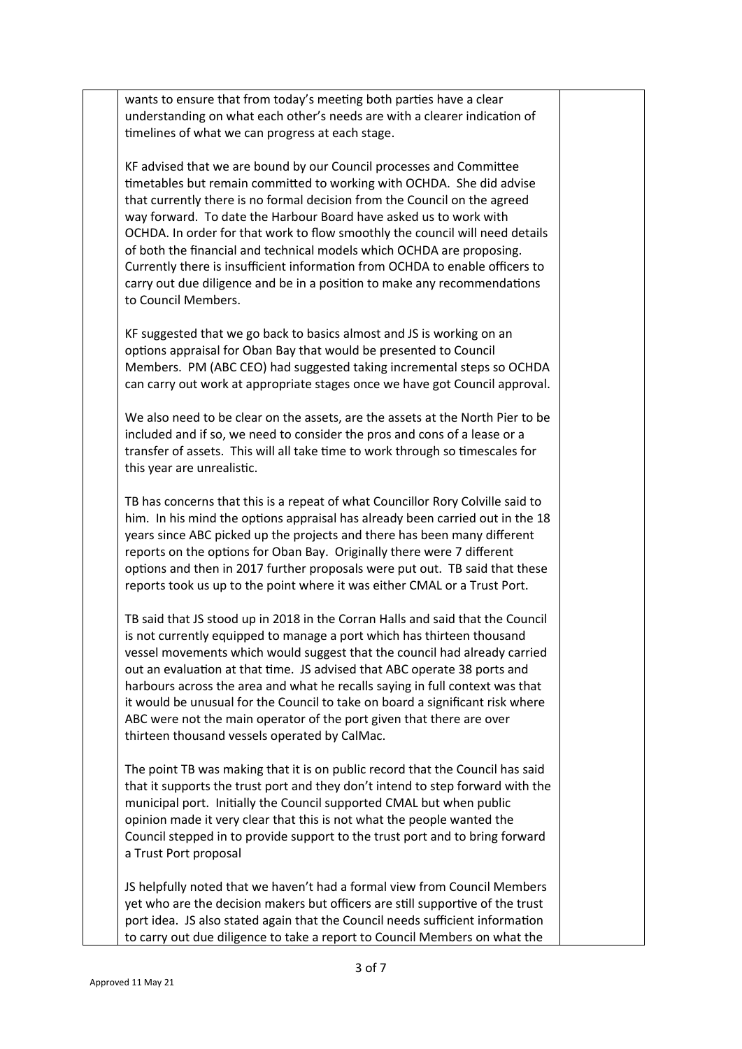wants to ensure that from today's meeting both parties have a clear understanding on what each other's needs are with a clearer indication of timelines of what we can progress at each stage.

KF advised that we are bound by our Council processes and Committee timetables but remain committed to working with OCHDA. She did advise that currently there is no formal decision from the Council on the agreed way forward. To date the Harbour Board have asked us to work with OCHDA. In order for that work to flow smoothly the council will need details of both the financial and technical models which OCHDA are proposing. Currently there is insufficient information from OCHDA to enable officers to carry out due diligence and be in a position to make any recommendations to Council Members.

KF suggested that we go back to basics almost and JS is working on an options appraisal for Oban Bay that would be presented to Council Members. PM (ABC CEO) had suggested taking incremental steps so OCHDA can carry out work at appropriate stages once we have got Council approval.

We also need to be clear on the assets, are the assets at the North Pier to be included and if so, we need to consider the pros and cons of a lease or a transfer of assets. This will all take time to work through so timescales for this year are unrealistic.

TB has concerns that this is a repeat of what Councillor Rory Colville said to him. In his mind the options appraisal has already been carried out in the 18 years since ABC picked up the projects and there has been many different reports on the options for Oban Bay. Originally there were 7 different options and then in 2017 further proposals were put out. TB said that these reports took us up to the point where it was either CMAL or a Trust Port.

TB said that JS stood up in 2018 in the Corran Halls and said that the Council is not currently equipped to manage a port which has thirteen thousand vessel movements which would suggest that the council had already carried out an evaluation at that time. JS advised that ABC operate 38 ports and harbours across the area and what he recalls saying in full context was that it would be unusual for the Council to take on board a significant risk where ABC were not the main operator of the port given that there are over thirteen thousand vessels operated by CalMac.

The point TB was making that it is on public record that the Council has said that it supports the trust port and they don't intend to step forward with the municipal port. Initially the Council supported CMAL but when public opinion made it very clear that this is not what the people wanted the Council stepped in to provide support to the trust port and to bring forward a Trust Port proposal

JS helpfully noted that we haven't had a formal view from Council Members yet who are the decision makers but officers are still supportive of the trust port idea. JS also stated again that the Council needs sufficient information to carry out due diligence to take a report to Council Members on what the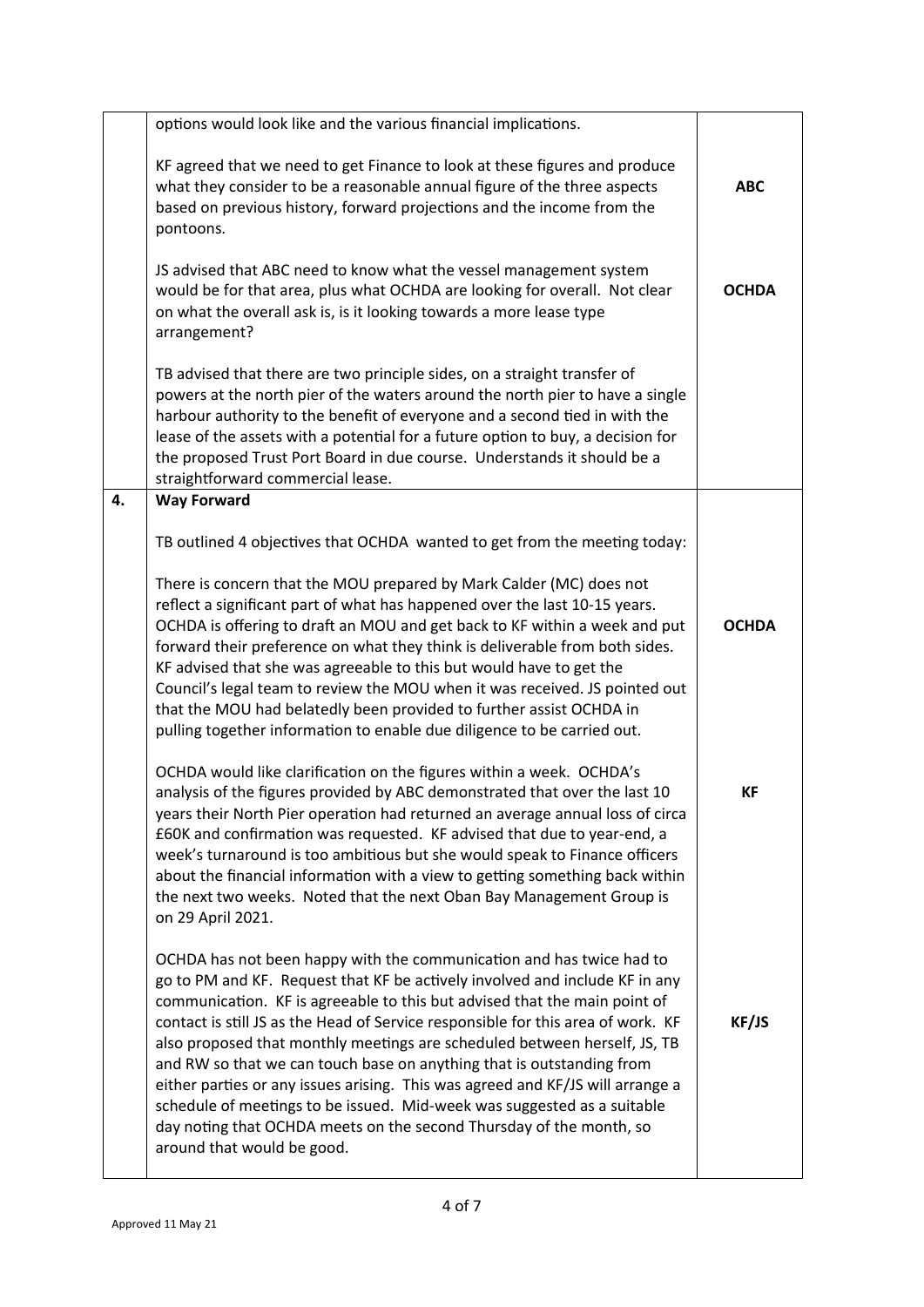|  |  |  |
|---|---|---|
|  | options would look like and the various financial implications.<br><br>KF agreed that we need to get Finance to look at these figures and produce what they consider to be a reasonable annual figure of the three aspects based on previous history, forward projections and the income from the pontoons.<br><br>JS advised that ABC need to know what the vessel management system would be for that area, plus what OCHDA are looking for overall. Not clear on what the overall ask is, is it looking towards a more lease type arrangement?<br><br>TB advised that there are two principle sides, on a straight transfer of powers at the north pier of the waters around the north pier to have a single harbour authority to the benefit of everyone and a second tied in with the lease of the assets with a potential for a future option to buy, a decision for the proposed Trust Port Board in due course. Understands it should be a straightforward commercial lease. | **ABC**<br><br>**OCHDA** |
| **4.** | **Way Forward**<br><br>TB outlined 4 objectives that OCHDA wanted to get from the meeting today:<br><br>There is concern that the MOU prepared by Mark Calder (MC) does not reflect a significant part of what has happened over the last 10-15 years. OCHDA is offering to draft an MOU and get back to KF within a week and put forward their preference on what they think is deliverable from both sides. KF advised that she was agreeable to this but would have to get the Council's legal team to review the MOU when it was received. JS pointed out that the MOU had belatedly been provided to further assist OCHDA in pulling together information to enable due diligence to be carried out.<br><br>OCHDA would like clarification on the figures within a week. OCHDA's analysis of the figures provided by ABC demonstrated that over the last 10 years their North Pier operation had returned an average annual loss of circa £60K and confirmation was requested. KF advised that due to year-end, a week's turnaround is too ambitious but she would speak to Finance officers about the financial information with a view to getting something back within the next two weeks. Noted that the next Oban Bay Management Group is on 29 April 2021.<br><br>OCHDA has not been happy with the communication and has twice had to go to PM and KF. Request that KF be actively involved and include KF in any communication. KF is agreeable to this but advised that the main point of contact is still JS as the Head of Service responsible for this area of work. KF also proposed that monthly meetings are scheduled between herself, JS, TB and RW so that we can touch base on anything that is outstanding from either parties or any issues arising. This was agreed and KF/JS will arrange a schedule of meetings to be issued. Mid-week was suggested as a suitable day noting that OCHDA meets on the second Thursday of the month, so around that would be good. | **OCHDA**<br><br>**KF**<br><br>**KF/JS** |

Approved 11 May 21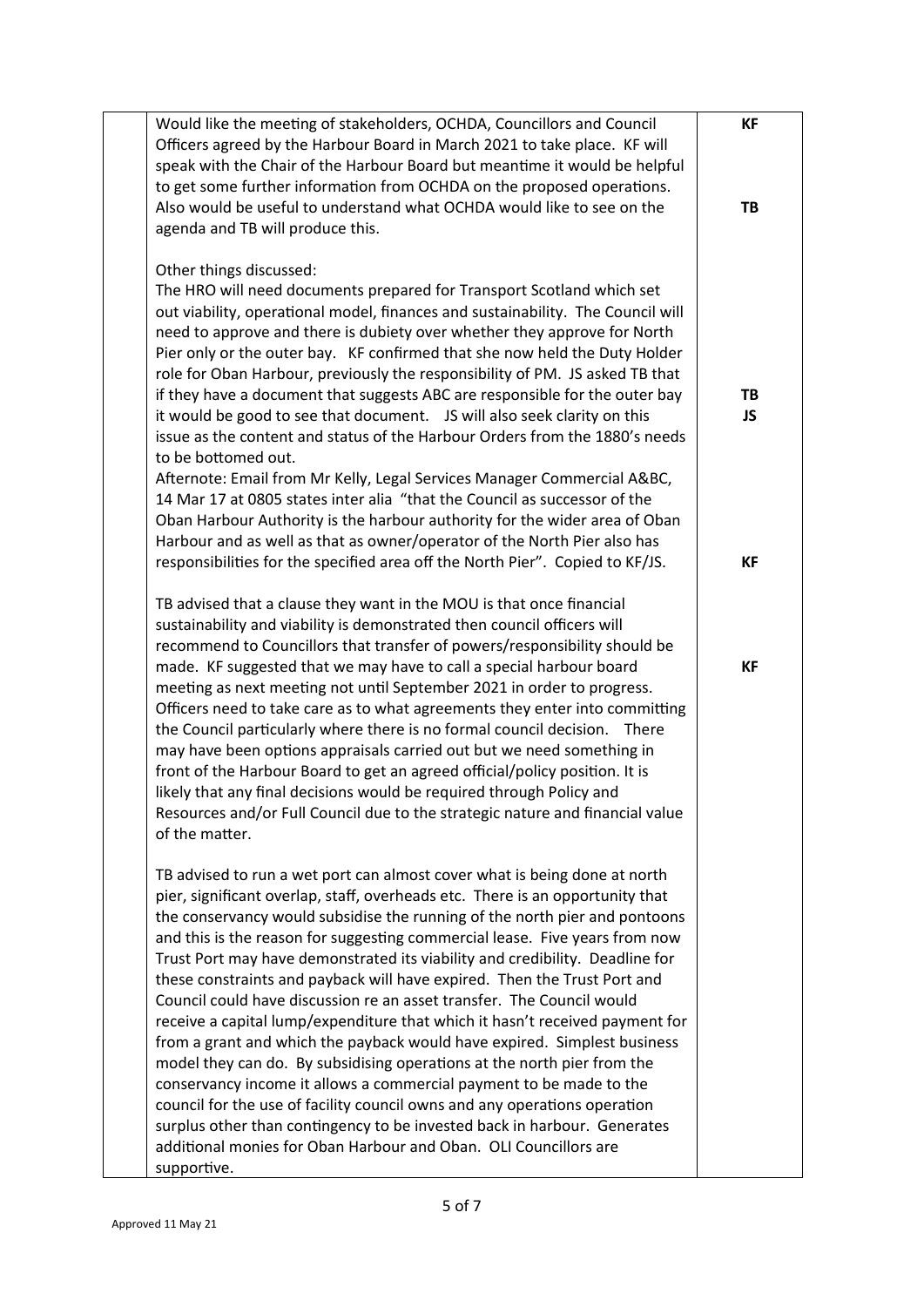| | | |
|---|---|---|
| | Would like the meeting of stakeholders, OCHDA, Councillors and Council Officers agreed by the Harbour Board in March 2021 to take place. KF will speak with the Chair of the Harbour Board but meantime it would be helpful to get some further information from OCHDA on the proposed operations. Also would be useful to understand what OCHDA would like to see on the agenda and TB will produce this.<br><br>Other things discussed:<br>The HRO will need documents prepared for Transport Scotland which set out viability, operational model, finances and sustainability. The Council will need to approve and there is dubiety over whether they approve for North Pier only or the outer bay. KF confirmed that she now held the Duty Holder role for Oban Harbour, previously the responsibility of PM. JS asked TB that if they have a document that suggests ABC are responsible for the outer bay it would be good to see that document. JS will also seek clarity on this issue as the content and status of the Harbour Orders from the 1880's needs to be bottomed out.<br>Afternote: Email from Mr Kelly, Legal Services Manager Commercial A&BC, 14 Mar 17 at 0805 states inter alia "that the Council as successor of the Oban Harbour Authority is the harbour authority for the wider area of Oban Harbour and as well as that as owner/operator of the North Pier also has responsibilities for the specified area off the North Pier". Copied to KF/JS.<br><br>TB advised that a clause they want in the MOU is that once financial sustainability and viability is demonstrated then council officers will recommend to Councillors that transfer of powers/responsibility should be made. KF suggested that we may have to call a special harbour board meeting as next meeting not until September 2021 in order to progress. Officers need to take care as to what agreements they enter into committing the Council particularly where there is no formal council decision. There may have been options appraisals carried out but we need something in front of the Harbour Board to get an agreed official/policy position. It is likely that any final decisions would be required through Policy and Resources and/or Full Council due to the strategic nature and financial value of the matter.<br><br>TB advised to run a wet port can almost cover what is being done at north pier, significant overlap, staff, overheads etc. There is an opportunity that the conservancy would subsidise the running of the north pier and pontoons and this is the reason for suggesting commercial lease. Five years from now Trust Port may have demonstrated its viability and credibility. Deadline for these constraints and payback will have expired. Then the Trust Port and Council could have discussion re an asset transfer. The Council would receive a capital lump/expenditure that which it hasn't received payment for from a grant and which the payback would have expired. Simplest business model they can do. By subsidising operations at the north pier from the conservancy income it allows a commercial payment to be made to the council for the use of facility council owns and any operations operation surplus other than contingency to be invested back in harbour. Generates additional monies for Oban Harbour and Oban. OLI Councillors are supportive. | **KF**<br><br><br><br>**TB**<br><br><br><br><br><br><br><br><br><br>**TB**<br>**JS**<br><br><br><br><br><br><br>**KF**<br><br><br><br><br><br>**KF** |

Approved 11 May 21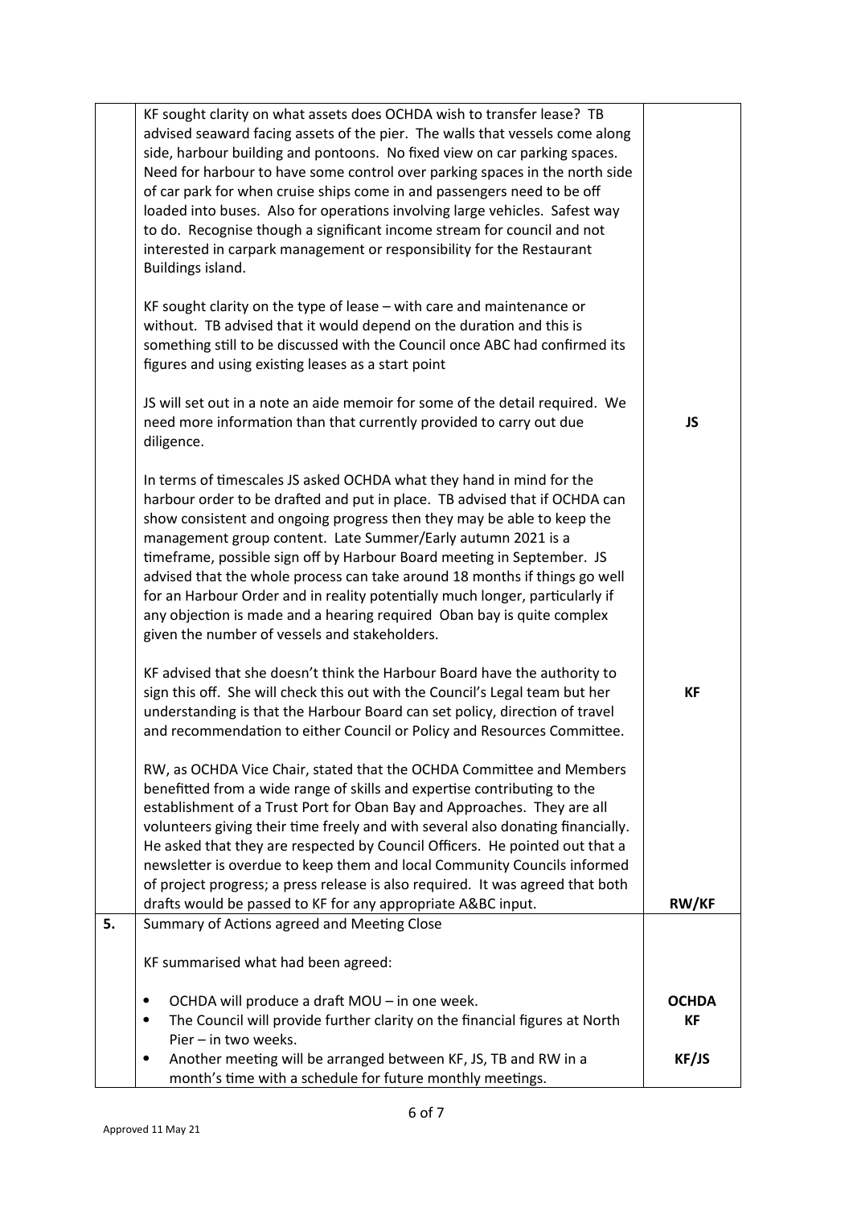| | | |
|---|---|---|
| | KF sought clarity on what assets does OCHDA wish to transfer lease? TB advised seaward facing assets of the pier. The walls that vessels come along side, harbour building and pontoons. No fixed view on car parking spaces. Need for harbour to have some control over parking spaces in the north side of car park for when cruise ships come in and passengers need to be off loaded into buses. Also for operations involving large vehicles. Safest way to do. Recognise though a significant income stream for council and not interested in carpark management or responsibility for the Restaurant Buildings island.<br><br>KF sought clarity on the type of lease – with care and maintenance or without. TB advised that it would depend on the duration and this is something still to be discussed with the Council once ABC had confirmed its figures and using existing leases as a start point<br><br>JS will set out in a note an aide memoir for some of the detail required. We need more information than that currently provided to carry out due diligence.<br><br>In terms of timescales JS asked OCHDA what they hand in mind for the harbour order to be drafted and put in place. TB advised that if OCHDA can show consistent and ongoing progress then they may be able to keep the management group content. Late Summer/Early autumn 2021 is a timeframe, possible sign off by Harbour Board meeting in September. JS advised that the whole process can take around 18 months if things go well for an Harbour Order and in reality potentially much longer, particularly if any objection is made and a hearing required Oban bay is quite complex given the number of vessels and stakeholders.<br><br>KF advised that she doesn't think the Harbour Board have the authority to sign this off. She will check this out with the Council's Legal team but her understanding is that the Harbour Board can set policy, direction of travel and recommendation to either Council or Policy and Resources Committee.<br><br>RW, as OCHDA Vice Chair, stated that the OCHDA Committee and Members benefitted from a wide range of skills and expertise contributing to the establishment of a Trust Port for Oban Bay and Approaches. They are all volunteers giving their time freely and with several also donating financially. He asked that they are respected by Council Officers. He pointed out that a newsletter is overdue to keep them and local Community Councils informed of project progress; a press release is also required. It was agreed that both drafts would be passed to KF for any appropriate A&BC input. | <br><br><br><br><br><br><br><br><br><br><br><br>**JS**<br><br><br><br><br><br><br><br><br><br><br><br><br>**KF**<br><br><br><br><br><br><br><br><br><br>**RW/KF** |
| **5.** | Summary of Actions agreed and Meeting Close<br><br>KF summarised what had been agreed:<br><br>• OCHDA will produce a draft MOU – in one week.<br>• The Council will provide further clarity on the financial figures at North Pier – in two weeks.<br>• Another meeting will be arranged between KF, JS, TB and RW in a month's time with a schedule for future monthly meetings. | <br><br><br><br>**OCHDA**<br>**KF**<br><br>**KF/JS** |

Approved 11 May 21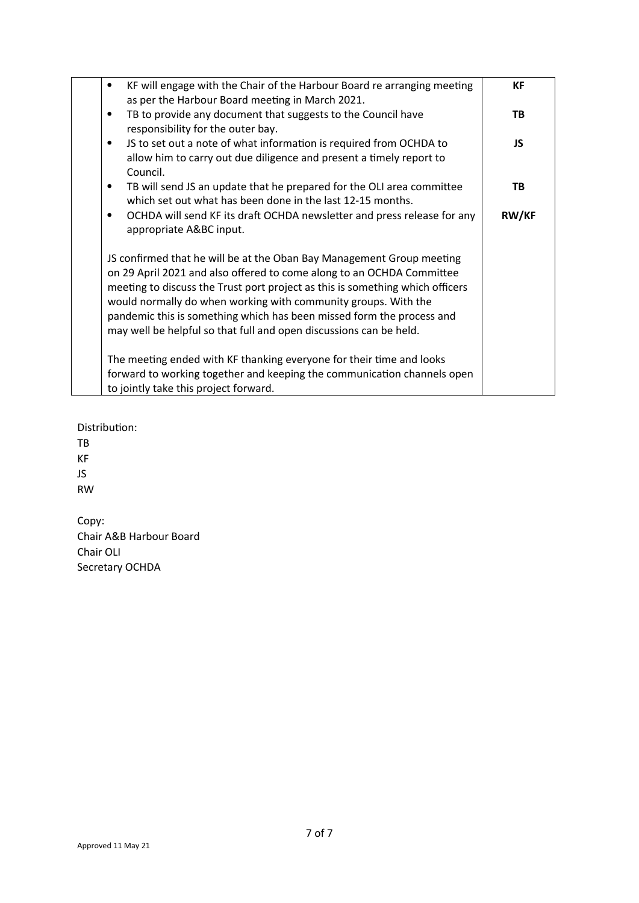| | | |
|---|---|---|
| | • KF will engage with the Chair of the Harbour Board re arranging meeting as per the Harbour Board meeting in March 2021.<br>• TB to provide any document that suggests to the Council have responsibility for the outer bay.<br>• JS to set out a note of what information is required from OCHDA to allow him to carry out due diligence and present a timely report to Council.<br>• TB will send JS an update that he prepared for the OLI area committee which set out what has been done in the last 12-15 months.<br>• OCHDA will send KF its draft OCHDA newsletter and press release for any appropriate A&BC input.<br><br>JS confirmed that he will be at the Oban Bay Management Group meeting on 29 April 2021 and also offered to come along to an OCHDA Committee meeting to discuss the Trust port project as this is something which officers would normally do when working with community groups. With the pandemic this is something which has been missed form the process and may well be helpful so that full and open discussions can be held.<br><br>The meeting ended with KF thanking everyone for their time and looks forward to working together and keeping the communication channels open to jointly take this project forward. | **KF**<br><br>**TB**<br><br>**JS**<br><br><br>**TB**<br><br>**RW/KF** |

Distribution:
TB
KF
JS
RW

Copy:
Chair A&B Harbour Board
Chair OLI
Secretary OCHDA

Approved 11 May 21